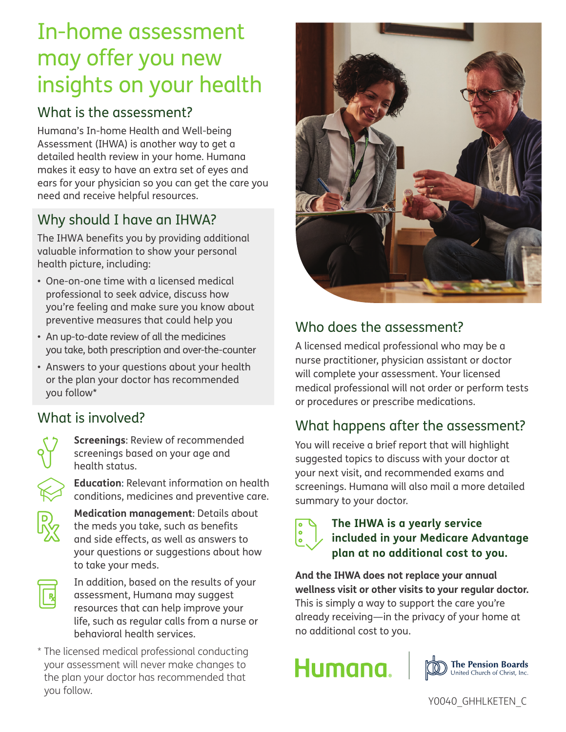# In-home assessment may offer you new insights on your health

## What is the assessment?

Humana's In-home Health and Well-being Assessment (IHWA) is another way to get a detailed health review in your home. Humana makes it easy to have an extra set of eyes and ears for your physician so you can get the care you need and receive helpful resources.

## Why should I have an IHWA?

The IHWA benefits you by providing additional valuable information to show your personal health picture, including:

- One-on-one time with a licensed medical professional to seek advice, discuss how you're feeling and make sure you know about preventive measures that could help you
- An up-to-date review of all the medicines you take, both prescription and over-the-counter
- Answers to your questions about your health or the plan your doctor has recommended you follow*

## What is involved?

**Screenings**: Review of recommended screenings based on your age and health status.

**Education**: Relevant information on health conditions, medicines and preventive care.

**Medication management**: Details about the meds you take, such as benefits and side effects, as well as answers to your questions or suggestions about how to take your meds.

In addition, based on the results of your assessment, Humana may suggest resources that can help improve your life, such as regular calls from a nurse or behavioral health services.

* The licensed medical professional conducting your assessment will never make changes to the plan your doctor has recommended that you follow.

## Who does the assessment?

A licensed medical professional who may be a nurse practitioner, physician assistant or doctor will complete your assessment. Your licensed medical professional will not order or perform tests or procedures or prescribe medications.

## What happens after the assessment?

You will receive a brief report that will highlight suggested topics to discuss with your doctor at your next visit, and recommended exams and screenings. Humana will also mail a more detailed summary to your doctor.

**The IHWA is a yearly service included in your Medicare Advantage plan at no additional cost to you.**

**And the IHWA does not replace your annual wellness visit or other visits to your regular doctor.** This is simply a way to support the care you're already receiving—in the privacy of your home at no additional cost to you.

Humana | The Pension Boards United Church of Christ, Inc.

Y0040_GHHLKETEN_C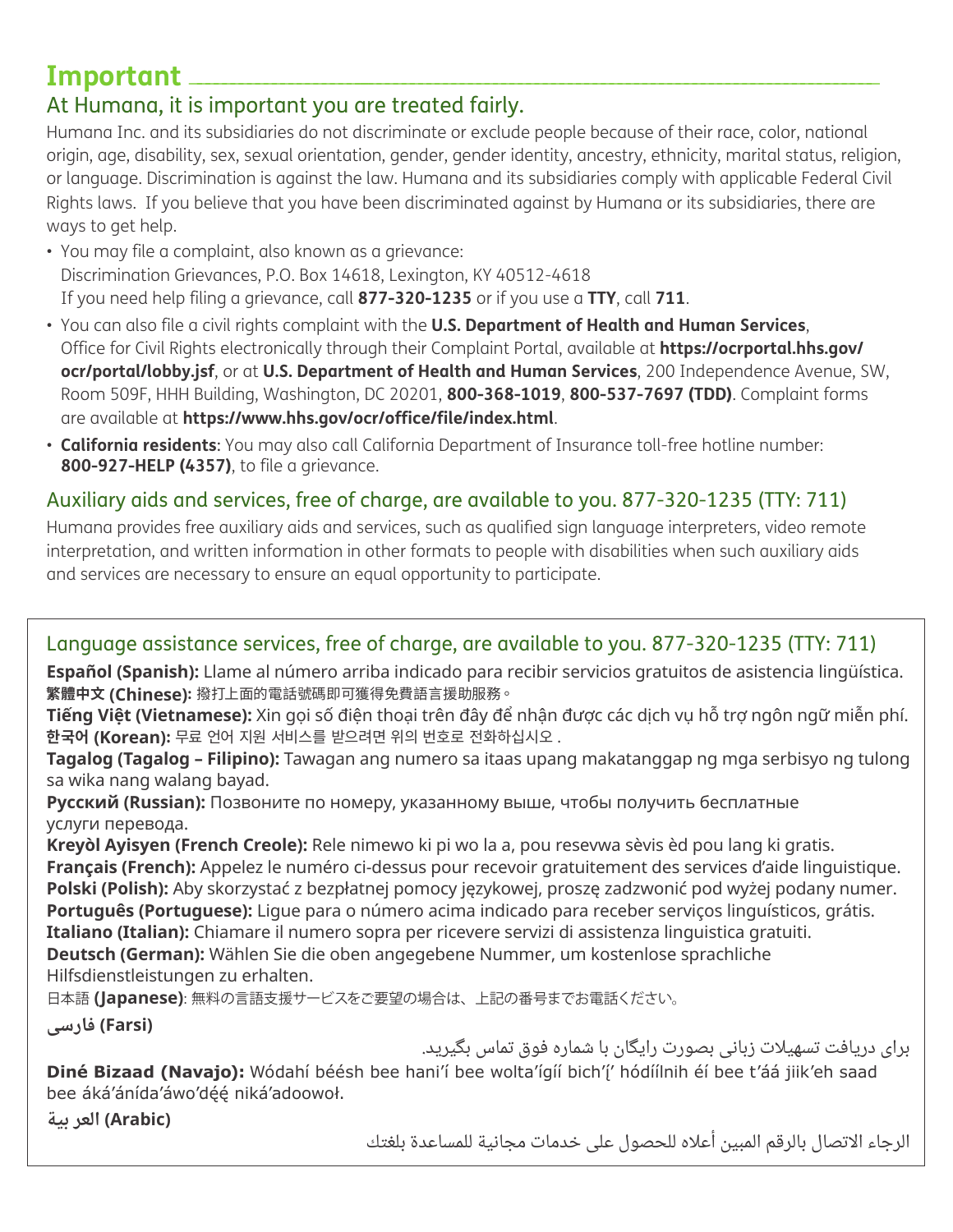# Important

## At Humana, it is important you are treated fairly.

Humana Inc. and its subsidiaries do not discriminate or exclude people because of their race, color, national origin, age, disability, sex, sexual orientation, gender, gender identity, ancestry, ethnicity, marital status, religion, or language. Discrimination is against the law. Humana and its subsidiaries comply with applicable Federal Civil Rights laws. If you believe that you have been discriminated against by Humana or its subsidiaries, there are ways to get help.

- You may file a complaint, also known as a grievance:
  Discrimination Grievances, P.O. Box 14618, Lexington, KY 40512-4618
  If you need help filing a grievance, call **877-320-1235** or if you use a **TTY**, call **711**.
- You can also file a civil rights complaint with the **U.S. Department of Health and Human Services**, Office for Civil Rights electronically through their Complaint Portal, available at **https://ocrportal.hhs.gov/ocr/portal/lobby.jsf**, or at **U.S. Department of Health and Human Services**, 200 Independence Avenue, SW, Room 509F, HHH Building, Washington, DC 20201, **800-368-1019**, **800-537-7697 (TDD)**. Complaint forms are available at **https://www.hhs.gov/ocr/office/file/index.html**.
- **California residents**: You may also call California Department of Insurance toll-free hotline number: **800-927-HELP (4357)**, to file a grievance.

## Auxiliary aids and services, free of charge, are available to you. 877-320-1235 (TTY: 711)

Humana provides free auxiliary aids and services, such as qualified sign language interpreters, video remote interpretation, and written information in other formats to people with disabilities when such auxiliary aids and services are necessary to ensure an equal opportunity to participate.

## Language assistance services, free of charge, are available to you. 877-320-1235 (TTY: 711)

**Español (Spanish):** Llame al número arriba indicado para recibir servicios gratuitos de asistencia lingüística.
**繁體中文 (Chinese):** 撥打上面的電話號碼即可獲得免費語言援助服務。
**Tiếng Việt (Vietnamese):** Xin gọi số điện thoại trên đây để nhận được các dịch vụ hỗ trợ ngôn ngữ miễn phí.
**한국어 (Korean):** 무료 언어 지원 서비스를 받으려면 위의 번호로 전화하십시오 .
**Tagalog (Tagalog – Filipino):** Tawagan ang numero sa itaas upang makatanggap ng mga serbisyo ng tulong sa wika nang walang bayad.
**Русский (Russian):** Позвоните по номеру, указанному выше, чтобы получить бесплатные услуги перевода.
**Kreyòl Ayisyen (French Creole):** Rele nimewo ki pi wo la a, pou resevwa sèvis èd pou lang ki gratis.
**Français (French):** Appelez le numéro ci-dessus pour recevoir gratuitement des services d’aide linguistique.
**Polski (Polish):** Aby skorzystać z bezpłatnej pomocy językowej, proszę zadzwonić pod wyżej podany numer.
**Português (Portuguese):** Ligue para o número acima indicado para receber serviços linguísticos, grátis.
**Italiano (Italian):** Chiamare il numero sopra per ricevere servizi di assistenza linguistica gratuiti.
**Deutsch (German):** Wählen Sie die oben angegebene Nummer, um kostenlose sprachliche Hilfsdienstleistungen zu erhalten.
日本語 **(Japanese)**: 無料の言語支援サービスをご要望の場合は、上記の番号までお電話ください。
**فارسی (Farsi)**
برای دریافت تسهیلات زبانی بصورت رایگان با شماره فوق تماس بگیرید.
**Diné Bizaad (Navajo):** Wódahí béésh bee hani’í bee wolta’ígíí bich’į’ hódíílnih éí bee t’áá jiik’eh saad bee áká’ánída’áwo’dę́ę́ niká’adoowoł.
**العر بية (Arabic)**
الرجاء الاتصال بالرقم المبين أعلاه للحصول على خدمات مجانية للمساعدة بلغتك